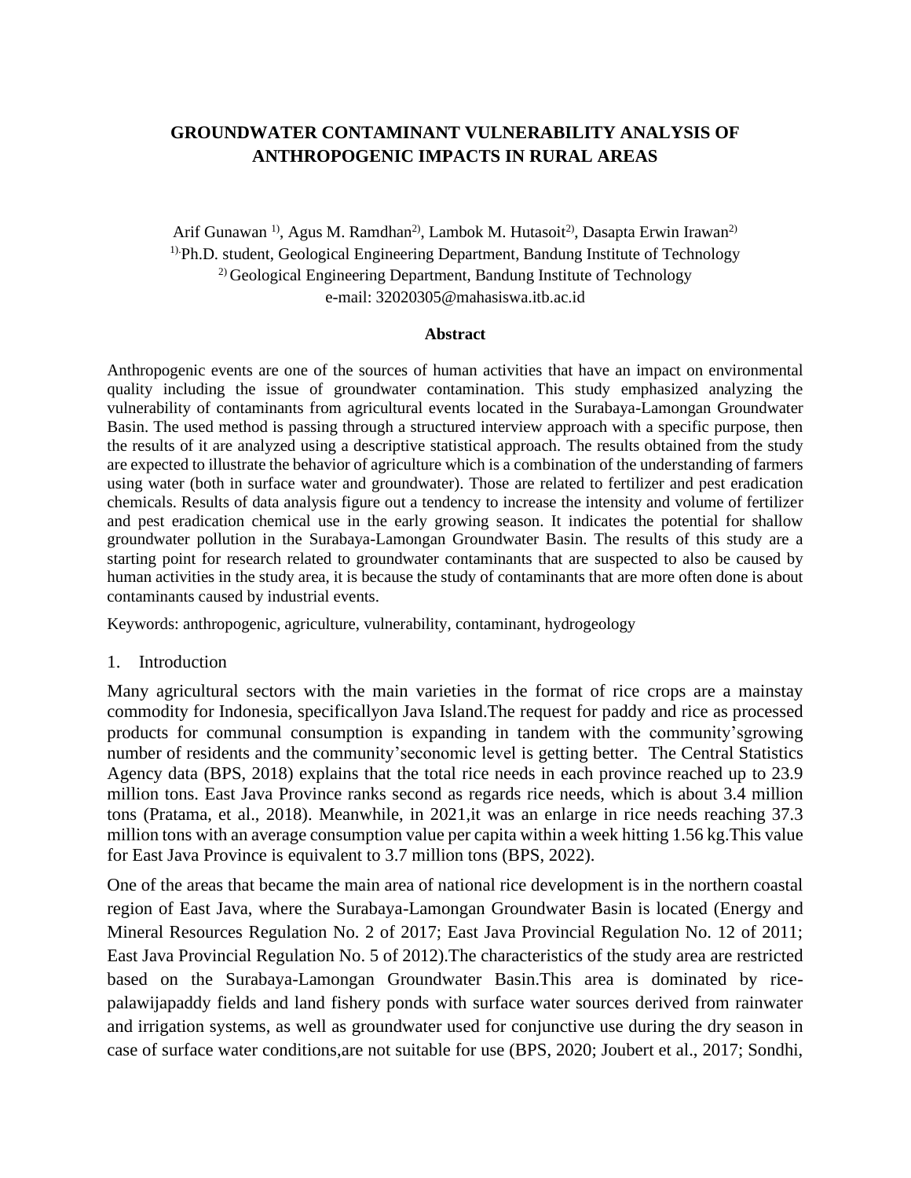# GROUNDWATER CONTAMINANT VULNERABILITY ANALYSIS OF ANTHROPOGENIC IMPACTS IN RURAL AREAS

Arif Gunawan [1)], Agus M. Ramdhan[2)], Lambok M. Hutasoit[2)], Dasapta Erwin Irawan[2)]

[1)] Ph.D. student, Geological Engineering Department, Bandung Institute of Technology

[2)] Geological Engineering Department, Bandung Institute of Technology

e-mail: 32020305@mahasiswa.itb.ac.id

**Abstract**

Anthropogenic events are one of the sources of human activities that have an impact on environmental quality including the issue of groundwater contamination. This study emphasized analyzing the vulnerability of contaminants from agricultural events located in the Surabaya-Lamongan Groundwater Basin. The used method is passing through a structured interview approach with a specific purpose, then the results of it are analyzed using a descriptive statistical approach. The results obtained from the study are expected to illustrate the behavior of agriculture which is a combination of the understanding of farmers using water (both in surface water and groundwater). Those are related to fertilizer and pest eradication chemicals. Results of data analysis figure out a tendency to increase the intensity and volume of fertilizer and pest eradication chemical use in the early growing season. It indicates the potential for shallow groundwater pollution in the Surabaya-Lamongan Groundwater Basin. The results of this study are a starting point for research related to groundwater contaminants that are suspected to also be caused by human activities in the study area, it is because the study of contaminants that are more often done is about contaminants caused by industrial events.

Keywords: anthropogenic, agriculture, vulnerability, contaminant, hydrogeology

## 1. Introduction

Many agricultural sectors with the main varieties in the format of rice crops are a mainstay commodity for Indonesia, specificallyon Java Island.The request for paddy and rice as processed products for communal consumption is expanding in tandem with the community'sgrowing number of residents and the community'seconomic level is getting better. The Central Statistics Agency data (BPS, 2018) explains that the total rice needs in each province reached up to 23.9 million tons. East Java Province ranks second as regards rice needs, which is about 3.4 million tons (Pratama, et al., 2018). Meanwhile, in 2021,it was an enlarge in rice needs reaching 37.3 million tons with an average consumption value per capita within a week hitting 1.56 kg.This value for East Java Province is equivalent to 3.7 million tons (BPS, 2022).

One of the areas that became the main area of national rice development is in the northern coastal region of East Java, where the Surabaya-Lamongan Groundwater Basin is located (Energy and Mineral Resources Regulation No. 2 of 2017; East Java Provincial Regulation No. 12 of 2011; East Java Provincial Regulation No. 5 of 2012).The characteristics of the study area are restricted based on the Surabaya-Lamongan Groundwater Basin.This area is dominated by rice-palawijapaddy fields and land fishery ponds with surface water sources derived from rainwater and irrigation systems, as well as groundwater used for conjunctive use during the dry season in case of surface water conditions,are not suitable for use (BPS, 2020; Joubert et al., 2017; Sondhi,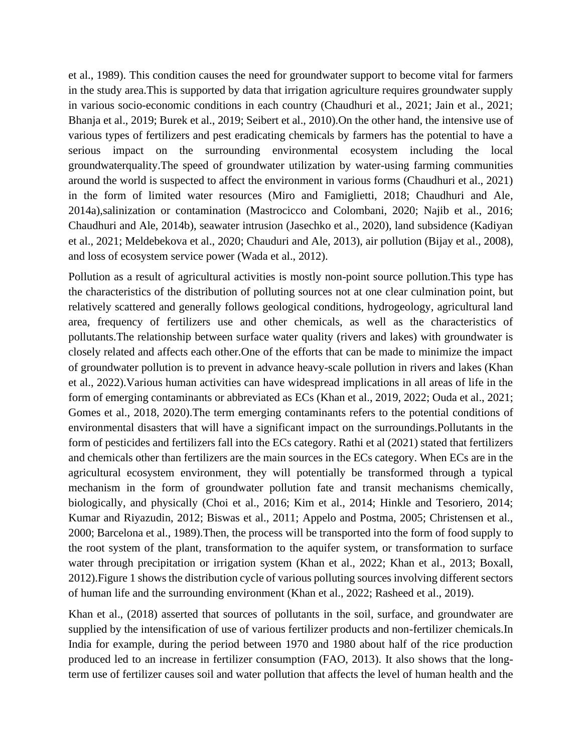et al., 1989). This condition causes the need for groundwater support to become vital for farmers in the study area.This is supported by data that irrigation agriculture requires groundwater supply in various socio-economic conditions in each country (Chaudhuri et al., 2021; Jain et al., 2021; Bhanja et al., 2019; Burek et al., 2019; Seibert et al., 2010).On the other hand, the intensive use of various types of fertilizers and pest eradicating chemicals by farmers has the potential to have a serious impact on the surrounding environmental ecosystem including the local groundwaterquality.The speed of groundwater utilization by water-using farming communities around the world is suspected to affect the environment in various forms (Chaudhuri et al., 2021) in the form of limited water resources (Miro and Famiglietti, 2018; Chaudhuri and Ale, 2014a),salinization or contamination (Mastrocicco and Colombani, 2020; Najib et al., 2016; Chaudhuri and Ale, 2014b), seawater intrusion (Jasechko et al., 2020), land subsidence (Kadiyan et al., 2021; Meldebekova et al., 2020; Chauduri and Ale, 2013), air pollution (Bijay et al., 2008), and loss of ecosystem service power (Wada et al., 2012).

Pollution as a result of agricultural activities is mostly non-point source pollution.This type has the characteristics of the distribution of polluting sources not at one clear culmination point, but relatively scattered and generally follows geological conditions, hydrogeology, agricultural land area, frequency of fertilizers use and other chemicals, as well as the characteristics of pollutants.The relationship between surface water quality (rivers and lakes) with groundwater is closely related and affects each other.One of the efforts that can be made to minimize the impact of groundwater pollution is to prevent in advance heavy-scale pollution in rivers and lakes (Khan et al., 2022).Various human activities can have widespread implications in all areas of life in the form of emerging contaminants or abbreviated as ECs (Khan et al., 2019, 2022; Ouda et al., 2021; Gomes et al., 2018, 2020).The term emerging contaminants refers to the potential conditions of environmental disasters that will have a significant impact on the surroundings.Pollutants in the form of pesticides and fertilizers fall into the ECs category. Rathi et al (2021) stated that fertilizers and chemicals other than fertilizers are the main sources in the ECs category. When ECs are in the agricultural ecosystem environment, they will potentially be transformed through a typical mechanism in the form of groundwater pollution fate and transit mechanisms chemically, biologically, and physically (Choi et al., 2016; Kim et al., 2014; Hinkle and Tesoriero, 2014; Kumar and Riyazudin, 2012; Biswas et al., 2011; Appelo and Postma, 2005; Christensen et al., 2000; Barcelona et al., 1989).Then, the process will be transported into the form of food supply to the root system of the plant, transformation to the aquifer system, or transformation to surface water through precipitation or irrigation system (Khan et al., 2022; Khan et al., 2013; Boxall, 2012).Figure 1 shows the distribution cycle of various polluting sources involving different sectors of human life and the surrounding environment (Khan et al., 2022; Rasheed et al., 2019).

Khan et al., (2018) asserted that sources of pollutants in the soil, surface, and groundwater are supplied by the intensification of use of various fertilizer products and non-fertilizer chemicals.In India for example, during the period between 1970 and 1980 about half of the rice production produced led to an increase in fertilizer consumption (FAO, 2013). It also shows that the long-term use of fertilizer causes soil and water pollution that affects the level of human health and the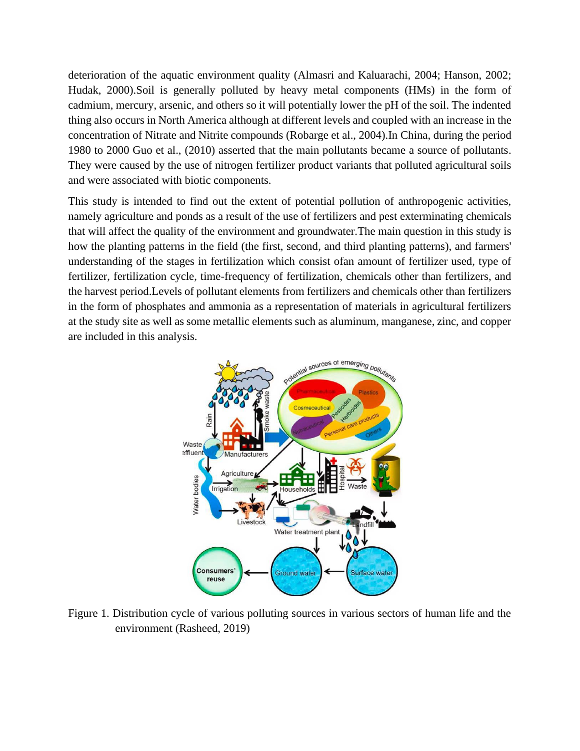deterioration of the aquatic environment quality (Almasri and Kaluarachi, 2004; Hanson, 2002; Hudak, 2000).Soil is generally polluted by heavy metal components (HMs) in the form of cadmium, mercury, arsenic, and others so it will potentially lower the pH of the soil. The indented thing also occurs in North America although at different levels and coupled with an increase in the concentration of Nitrate and Nitrite compounds (Robarge et al., 2004).In China, during the period 1980 to 2000 Guo et al., (2010) asserted that the main pollutants became a source of pollutants. They were caused by the use of nitrogen fertilizer product variants that polluted agricultural soils and were associated with biotic components.

This study is intended to find out the extent of potential pollution of anthropogenic activities, namely agriculture and ponds as a result of the use of fertilizers and pest exterminating chemicals that will affect the quality of the environment and groundwater.The main question in this study is how the planting patterns in the field (the first, second, and third planting patterns), and farmers' understanding of the stages in fertilization which consist ofan amount of fertilizer used, type of fertilizer, fertilization cycle, time-frequency of fertilization, chemicals other than fertilizers, and the harvest period.Levels of pollutant elements from fertilizers and chemicals other than fertilizers in the form of phosphates and ammonia as a representation of materials in agricultural fertilizers at the study site as well as some metallic elements such as aluminum, manganese, zinc, and copper are included in this analysis.

Figure 1. Distribution cycle of various polluting sources in various sectors of human life and the environment (Rasheed, 2019)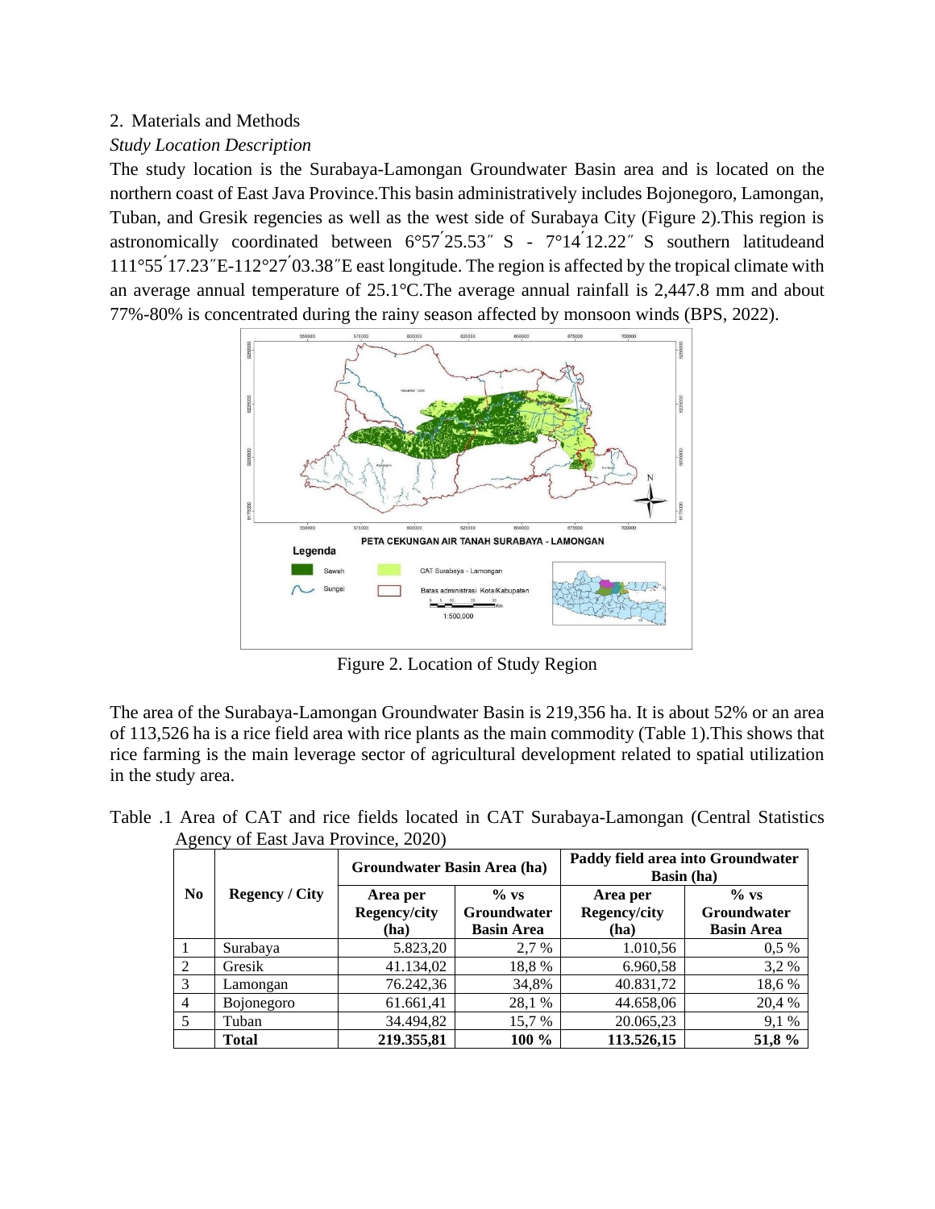## 2. Materials and Methods

*Study Location Description*

The study location is the Surabaya-Lamongan Groundwater Basin area and is located on the northern coast of East Java Province.This basin administratively includes Bojonegoro, Lamongan, Tuban, and Gresik regencies as well as the west side of Surabaya City (Figure 2).This region is astronomically coordinated between 6°57ˊ25.53″ S - 7°14ˊ12.22″ S southern latitudeand 111°55ˊ17.23″E-112°27ˊ03.38″E east longitude. The region is affected by the tropical climate with an average annual temperature of 25.1°C.The average annual rainfall is 2,447.8 mm and about 77%-80% is concentrated during the rainy season affected by monsoon winds (BPS, 2022).

Figure 2. Location of Study Region

The area of the Surabaya-Lamongan Groundwater Basin is 219,356 ha. It is about 52% or an area of 113,526 ha is a rice field area with rice plants as the main commodity (Table 1).This shows that rice farming is the main leverage sector of agricultural development related to spatial utilization in the study area.

Table .1 Area of CAT and rice fields located in CAT Surabaya-Lamongan (Central Statistics Agency of East Java Province, 2020)

| No | Regency / City | Groundwater Basin Area (ha) | | Paddy field area into Groundwater Basin (ha) | |
|---|---|---|---|---|---|
| | | Area per Regency/city (ha) | % vs Groundwater Basin Area | Area per Regency/city (ha) | % vs Groundwater Basin Area |
| 1 | Surabaya | 5.823,20 | 2,7 % | 1.010,56 | 0,5 % |
| 2 | Gresik | 41.134,02 | 18,8 % | 6.960,58 | 3,2 % |
| 3 | Lamongan | 76.242,36 | 34,8% | 40.831,72 | 18,6 % |
| 4 | Bojonegoro | 61.661,41 | 28,1 % | 44.658,06 | 20,4 % |
| 5 | Tuban | 34.494,82 | 15,7 % | 20.065,23 | 9,1 % |
| | **Total** | **219.355,81** | **100 %** | **113.526,15** | **51,8 %** |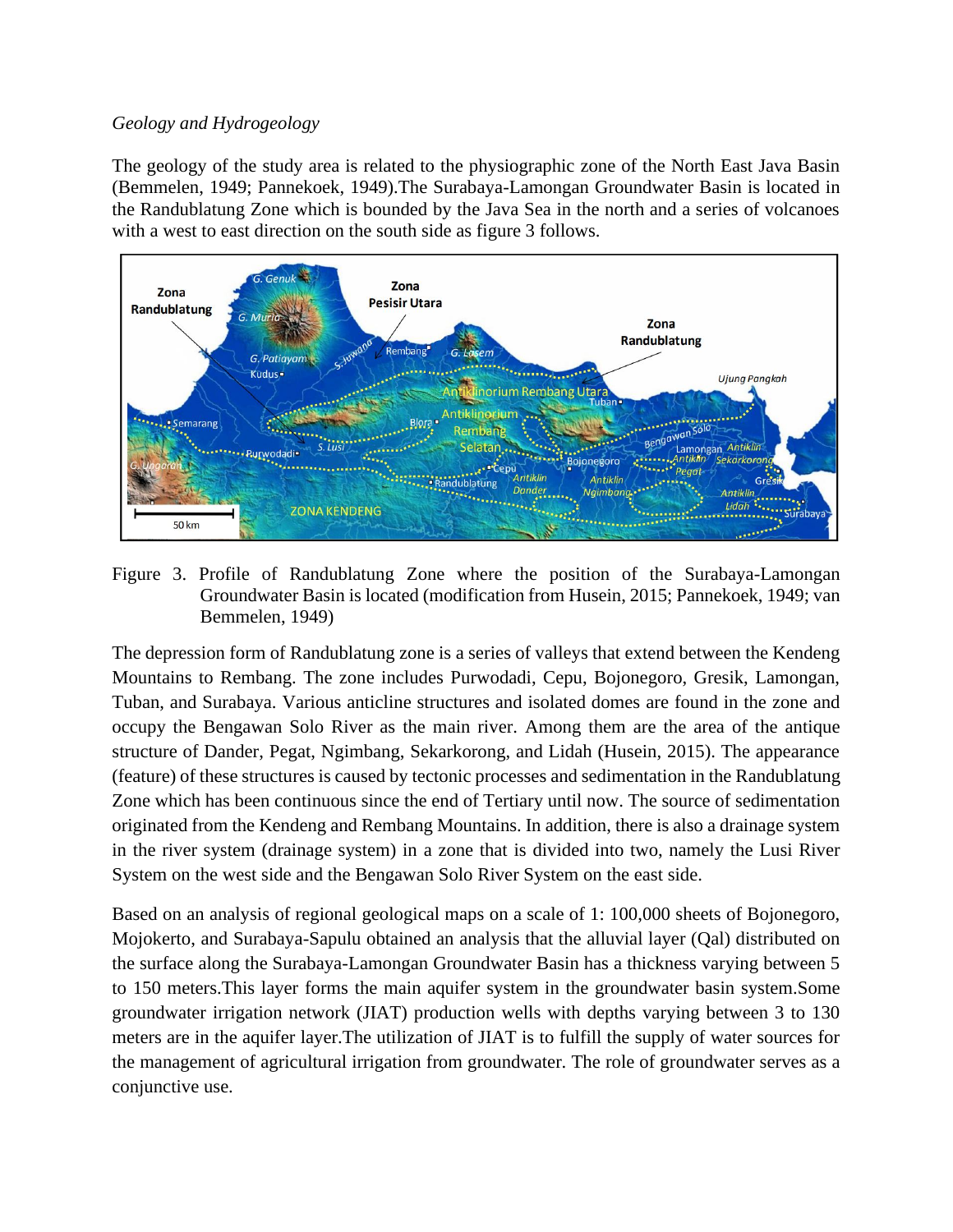*Geology and Hydrogeology*

The geology of the study area is related to the physiographic zone of the North East Java Basin (Bemmelen, 1949; Pannekoek, 1949).The Surabaya-Lamongan Groundwater Basin is located in the Randublatung Zone which is bounded by the Java Sea in the north and a series of volcanoes with a west to east direction on the south side as figure 3 follows.

Figure 3. Profile of Randublatung Zone where the position of the Surabaya-Lamongan Groundwater Basin is located (modification from Husein, 2015; Pannekoek, 1949; van Bemmelen, 1949)

The depression form of Randublatung zone is a series of valleys that extend between the Kendeng Mountains to Rembang. The zone includes Purwodadi, Cepu, Bojonegoro, Gresik, Lamongan, Tuban, and Surabaya. Various anticline structures and isolated domes are found in the zone and occupy the Bengawan Solo River as the main river. Among them are the area of the antique structure of Dander, Pegat, Ngimbang, Sekarkorong, and Lidah (Husein, 2015). The appearance (feature) of these structures is caused by tectonic processes and sedimentation in the Randublatung Zone which has been continuous since the end of Tertiary until now. The source of sedimentation originated from the Kendeng and Rembang Mountains. In addition, there is also a drainage system in the river system (drainage system) in a zone that is divided into two, namely the Lusi River System on the west side and the Bengawan Solo River System on the east side.

Based on an analysis of regional geological maps on a scale of 1: 100,000 sheets of Bojonegoro, Mojokerto, and Surabaya-Sapulu obtained an analysis that the alluvial layer (Qal) distributed on the surface along the Surabaya-Lamongan Groundwater Basin has a thickness varying between 5 to 150 meters.This layer forms the main aquifer system in the groundwater basin system.Some groundwater irrigation network (JIAT) production wells with depths varying between 3 to 130 meters are in the aquifer layer.The utilization of JIAT is to fulfill the supply of water sources for the management of agricultural irrigation from groundwater. The role of groundwater serves as a conjunctive use.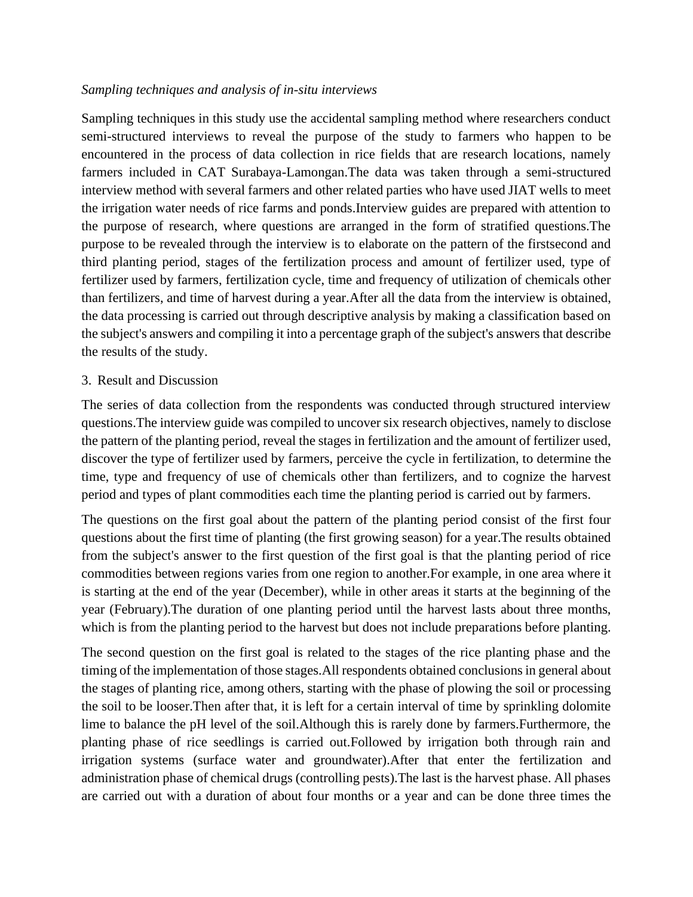*Sampling techniques and analysis of in-situ interviews*

Sampling techniques in this study use the accidental sampling method where researchers conduct semi-structured interviews to reveal the purpose of the study to farmers who happen to be encountered in the process of data collection in rice fields that are research locations, namely farmers included in CAT Surabaya-Lamongan.The data was taken through a semi-structured interview method with several farmers and other related parties who have used JIAT wells to meet the irrigation water needs of rice farms and ponds.Interview guides are prepared with attention to the purpose of research, where questions are arranged in the form of stratified questions.The purpose to be revealed through the interview is to elaborate on the pattern of the firstsecond and third planting period, stages of the fertilization process and amount of fertilizer used, type of fertilizer used by farmers, fertilization cycle, time and frequency of utilization of chemicals other than fertilizers, and time of harvest during a year.After all the data from the interview is obtained, the data processing is carried out through descriptive analysis by making a classification based on the subject's answers and compiling it into a percentage graph of the subject's answers that describe the results of the study.

## 3. Result and Discussion

The series of data collection from the respondents was conducted through structured interview questions.The interview guide was compiled to uncover six research objectives, namely to disclose the pattern of the planting period, reveal the stages in fertilization and the amount of fertilizer used, discover the type of fertilizer used by farmers, perceive the cycle in fertilization, to determine the time, type and frequency of use of chemicals other than fertilizers, and to cognize the harvest period and types of plant commodities each time the planting period is carried out by farmers.

The questions on the first goal about the pattern of the planting period consist of the first four questions about the first time of planting (the first growing season) for a year.The results obtained from the subject's answer to the first question of the first goal is that the planting period of rice commodities between regions varies from one region to another.For example, in one area where it is starting at the end of the year (December), while in other areas it starts at the beginning of the year (February).The duration of one planting period until the harvest lasts about three months, which is from the planting period to the harvest but does not include preparations before planting.

The second question on the first goal is related to the stages of the rice planting phase and the timing of the implementation of those stages.All respondents obtained conclusions in general about the stages of planting rice, among others, starting with the phase of plowing the soil or processing the soil to be looser.Then after that, it is left for a certain interval of time by sprinkling dolomite lime to balance the pH level of the soil.Although this is rarely done by farmers.Furthermore, the planting phase of rice seedlings is carried out.Followed by irrigation both through rain and irrigation systems (surface water and groundwater).After that enter the fertilization and administration phase of chemical drugs (controlling pests).The last is the harvest phase. All phases are carried out with a duration of about four months or a year and can be done three times the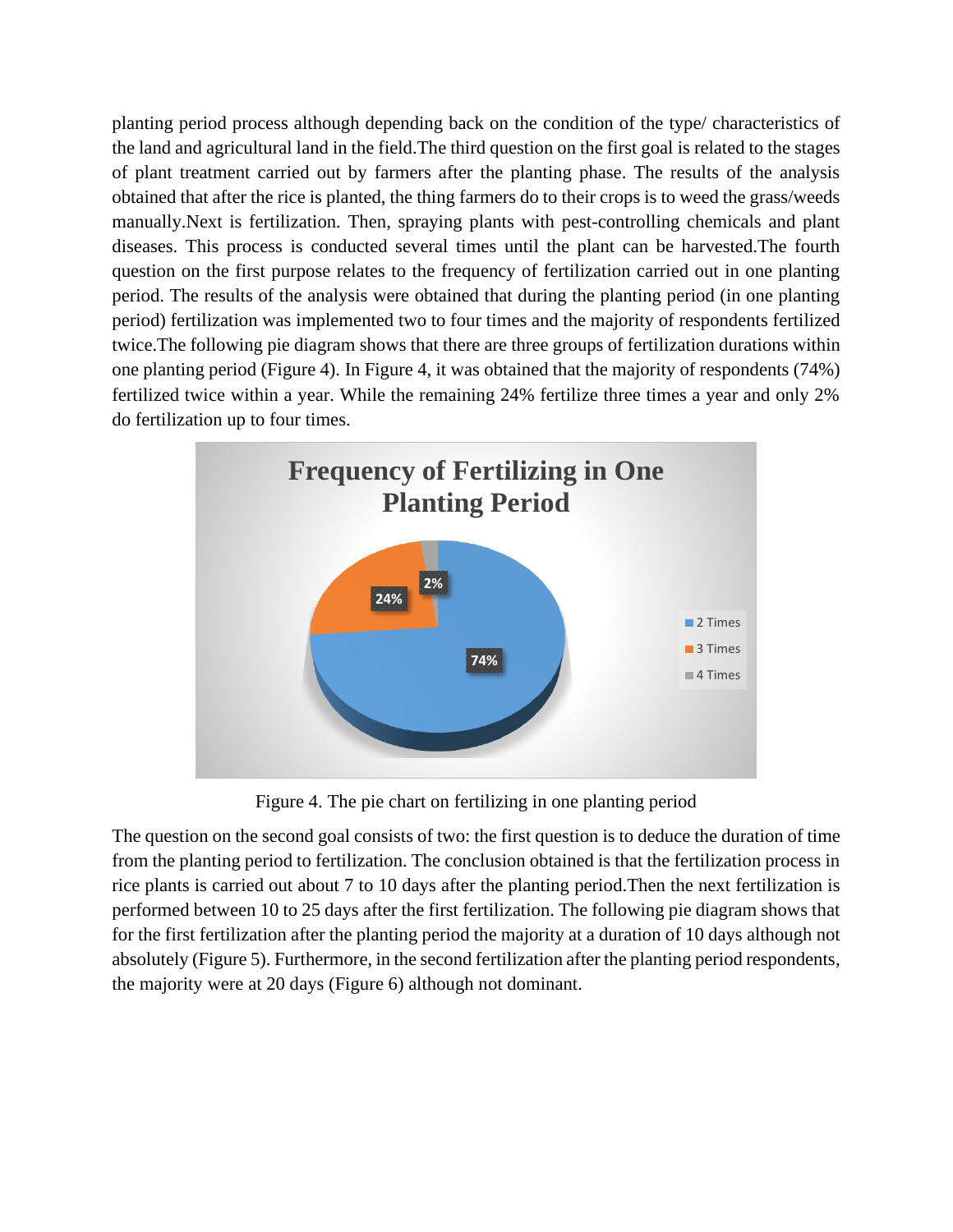planting period process although depending back on the condition of the type/ characteristics of the land and agricultural land in the field.The third question on the first goal is related to the stages of plant treatment carried out by farmers after the planting phase. The results of the analysis obtained that after the rice is planted, the thing farmers do to their crops is to weed the grass/weeds manually.Next is fertilization. Then, spraying plants with pest-controlling chemicals and plant diseases. This process is conducted several times until the plant can be harvested.The fourth question on the first purpose relates to the frequency of fertilization carried out in one planting period. The results of the analysis were obtained that during the planting period (in one planting period) fertilization was implemented two to four times and the majority of respondents fertilized twice.The following pie diagram shows that there are three groups of fertilization durations within one planting period (Figure 4). In Figure 4, it was obtained that the majority of respondents (74%) fertilized twice within a year. While the remaining 24% fertilize three times a year and only 2% do fertilization up to four times.

Figure 4. The pie chart on fertilizing in one planting period

The question on the second goal consists of two: the first question is to deduce the duration of time from the planting period to fertilization. The conclusion obtained is that the fertilization process in rice plants is carried out about 7 to 10 days after the planting period.Then the next fertilization is performed between 10 to 25 days after the first fertilization. The following pie diagram shows that for the first fertilization after the planting period the majority at a duration of 10 days although not absolutely (Figure 5). Furthermore, in the second fertilization after the planting period respondents, the majority were at 20 days (Figure 6) although not dominant.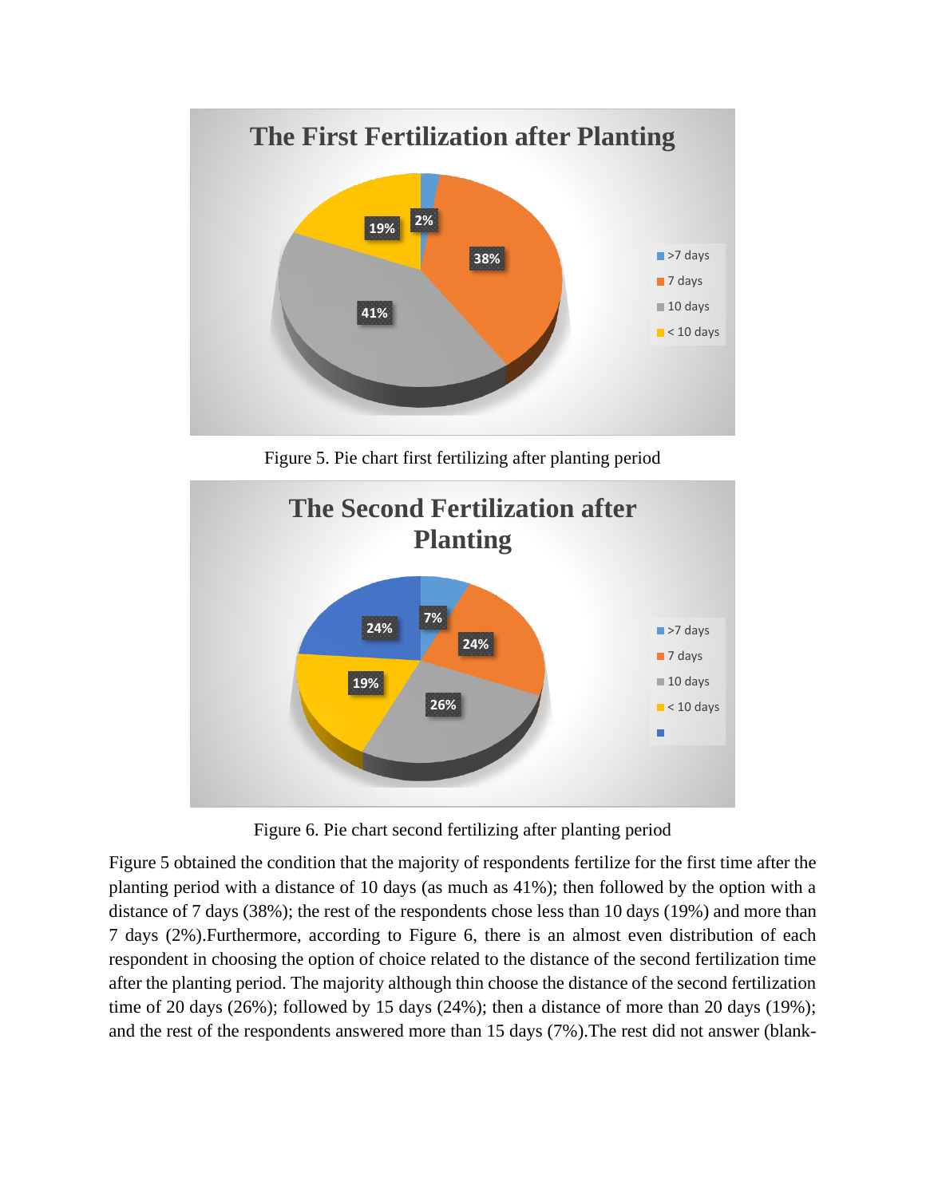Figure 5. Pie chart first fertilizing after planting period

Figure 6. Pie chart second fertilizing after planting period

Figure 5 obtained the condition that the majority of respondents fertilize for the first time after the planting period with a distance of 10 days (as much as 41%); then followed by the option with a distance of 7 days (38%); the rest of the respondents chose less than 10 days (19%) and more than 7 days (2%).Furthermore, according to Figure 6, there is an almost even distribution of each respondent in choosing the option of choice related to the distance of the second fertilization time after the planting period. The majority although thin choose the distance of the second fertilization time of 20 days (26%); followed by 15 days (24%); then a distance of more than 20 days (19%); and the rest of the respondents answered more than 15 days (7%).The rest did not answer (blank-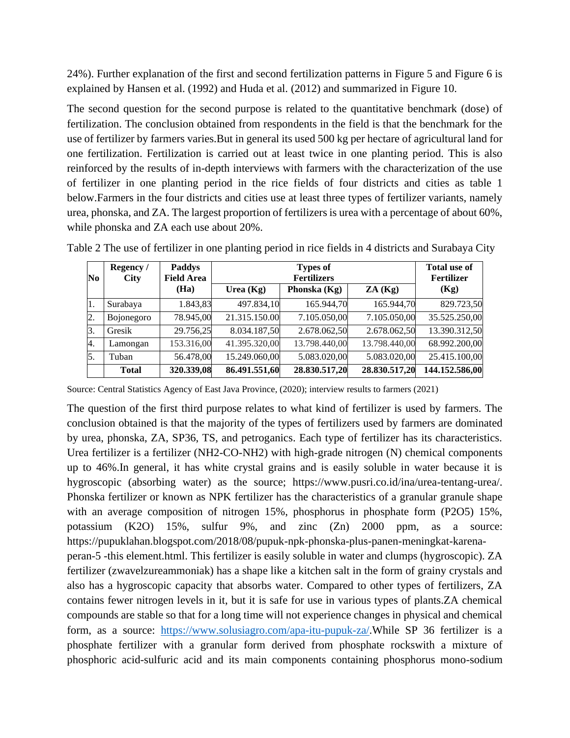24%). Further explanation of the first and second fertilization patterns in Figure 5 and Figure 6 is explained by Hansen et al. (1992) and Huda et al. (2012) and summarized in Figure 10.

The second question for the second purpose is related to the quantitative benchmark (dose) of fertilization. The conclusion obtained from respondents in the field is that the benchmark for the use of fertilizer by farmers varies.But in general its used 500 kg per hectare of agricultural land for one fertilization. Fertilization is carried out at least twice in one planting period. This is also reinforced by the results of in-depth interviews with farmers with the characterization of the use of fertilizer in one planting period in the rice fields of four districts and cities as table 1 below.Farmers in the four districts and cities use at least three types of fertilizer variants, namely urea, phonska, and ZA. The largest proportion of fertilizers is urea with a percentage of about 60%, while phonska and ZA each use about 20%.

Table 2 The use of fertilizer in one planting period in rice fields in 4 districts and Surabaya City

| No | Regency / City | Paddys Field Area (Ha) | Types of Fertilizers | | | Total use of Fertilizer (Kg) |
|---|---|---|---|---|---|---|
| | | | Urea (Kg) | Phonska (Kg) | ZA (Kg) | |
| 1. | Surabaya | 1.843,83 | 497.834,10 | 165.944,70 | 165.944,70 | 829.723,50 |
| 2. | Bojonegoro | 78.945,00 | 21.315.150.00 | 7.105.050,00 | 7.105.050,00 | 35.525.250,00 |
| 3. | Gresik | 29.756,25 | 8.034.187,50 | 2.678.062,50 | 2.678.062,50 | 13.390.312,50 |
| 4. | Lamongan | 153.316,00 | 41.395.320,00 | 13.798.440,00 | 13.798.440,00 | 68.992.200,00 |
| 5. | Tuban | 56.478,00 | 15.249.060,00 | 5.083.020,00 | 5.083.020,00 | 25.415.100,00 |
| | **Total** | **320.339,08** | **86.491.551,60** | **28.830.517,20** | **28.830.517,20** | **144.152.586,00** |

Source: Central Statistics Agency of East Java Province, (2020); interview results to farmers (2021)

The question of the first third purpose relates to what kind of fertilizer is used by farmers. The conclusion obtained is that the majority of the types of fertilizers used by farmers are dominated by urea, phonska, ZA, SP36, TS, and petroganics. Each type of fertilizer has its characteristics. Urea fertilizer is a fertilizer (NH2-CO-NH2) with high-grade nitrogen (N) chemical components up to 46%.In general, it has white crystal grains and is easily soluble in water because it is hygroscopic (absorbing water) as the source; https://www.pusri.co.id/ina/urea-tentang-urea/. Phonska fertilizer or known as NPK fertilizer has the characteristics of a granular granule shape with an average composition of nitrogen 15%, phosphorus in phosphate form (P2O5) 15%, potassium (K2O) 15%, sulfur 9%, and zinc (Zn) 2000 ppm, as a source: https://pupuklahan.blogspot.com/2018/08/pupuk-npk-phonska-plus-panen-meningkat-karena-peran-5 -this element.html. This fertilizer is easily soluble in water and clumps (hygroscopic). ZA fertilizer (zwavelzureammoniak) has a shape like a kitchen salt in the form of grainy crystals and also has a hygroscopic capacity that absorbs water. Compared to other types of fertilizers, ZA contains fewer nitrogen levels in it, but it is safe for use in various types of plants.ZA chemical compounds are stable so that for a long time will not experience changes in physical and chemical form, as a source: https://www.solusiagro.com/apa-itu-pupuk-za/.While SP 36 fertilizer is a phosphate fertilizer with a granular form derived from phosphate rockswith a mixture of phosphoric acid-sulfuric acid and its main components containing phosphorus mono-sodium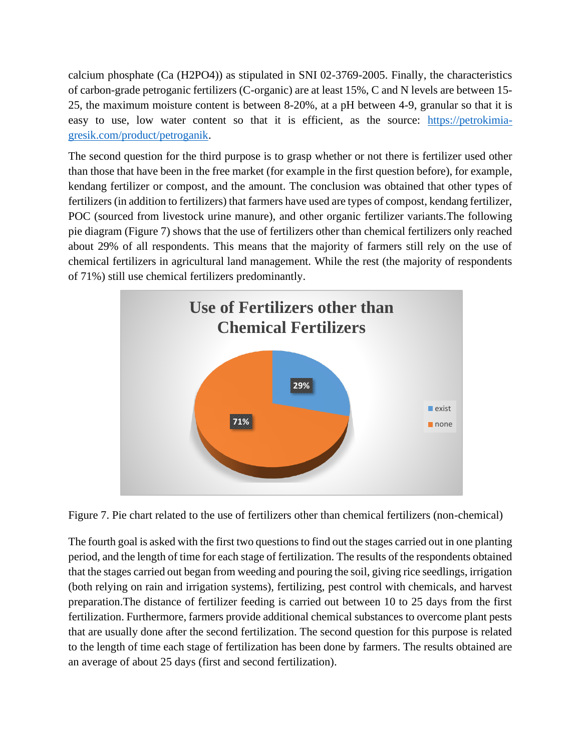calcium phosphate ($Ca(H_2PO_4)$) as stipulated in SNI 02-3769-2005. Finally, the characteristics of carbon-grade petroganic fertilizers (C-organic) are at least 15%, C and N levels are between 15-25, the maximum moisture content is between 8-20%, at a pH between 4-9, granular so that it is easy to use, low water content so that it is efficient, as the source: [https://petrokimia-gresik.com/product/petroganik](https://petrokimia-gresik.com/product/petroganik).

The second question for the third purpose is to grasp whether or not there is fertilizer used other than those that have been in the free market (for example in the first question before), for example, kendang fertilizer or compost, and the amount. The conclusion was obtained that other types of fertilizers (in addition to fertilizers) that farmers have used are types of compost, kendang fertilizer, POC (sourced from livestock urine manure), and other organic fertilizer variants.The following pie diagram (Figure 7) shows that the use of fertilizers other than chemical fertilizers only reached about 29% of all respondents. This means that the majority of farmers still rely on the use of chemical fertilizers in agricultural land management. While the rest (the majority of respondents of 71%) still use chemical fertilizers predominantly.

Figure 7. Pie chart related to the use of fertilizers other than chemical fertilizers (non-chemical)

The fourth goal is asked with the first two questions to find out the stages carried out in one planting period, and the length of time for each stage of fertilization. The results of the respondents obtained that the stages carried out began from weeding and pouring the soil, giving rice seedlings, irrigation (both relying on rain and irrigation systems), fertilizing, pest control with chemicals, and harvest preparation.The distance of fertilizer feeding is carried out between 10 to 25 days from the first fertilization. Furthermore, farmers provide additional chemical substances to overcome plant pests that are usually done after the second fertilization. The second question for this purpose is related to the length of time each stage of fertilization has been done by farmers. The results obtained are an average of about 25 days (first and second fertilization).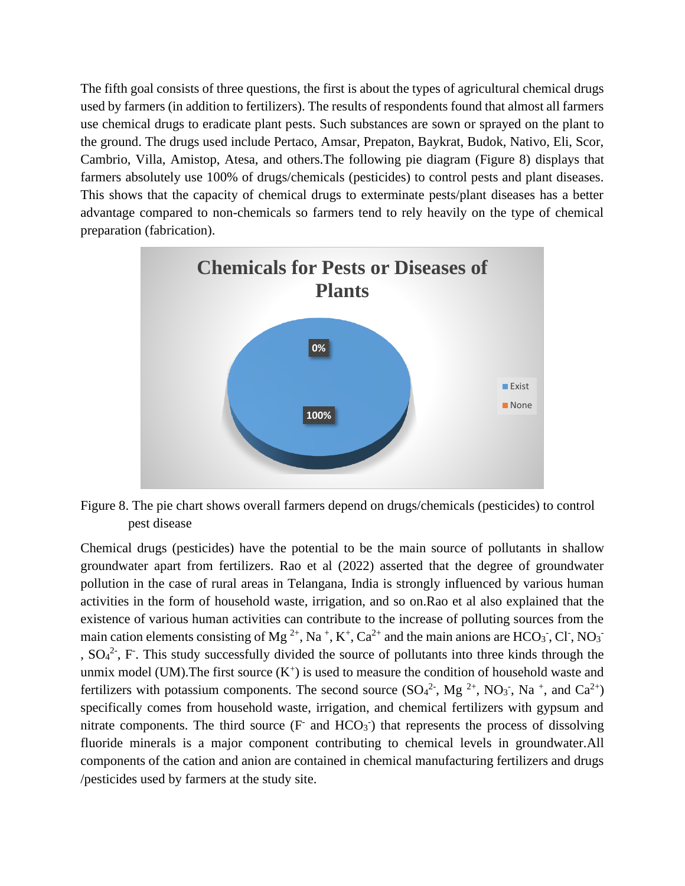The fifth goal consists of three questions, the first is about the types of agricultural chemical drugs used by farmers (in addition to fertilizers). The results of respondents found that almost all farmers use chemical drugs to eradicate plant pests. Such substances are sown or sprayed on the plant to the ground. The drugs used include Pertaco, Amsar, Prepaton, Baykrat, Budok, Nativo, Eli, Scor, Cambrio, Villa, Amistop, Atesa, and others.The following pie diagram (Figure 8) displays that farmers absolutely use 100% of drugs/chemicals (pesticides) to control pests and plant diseases. This shows that the capacity of chemical drugs to exterminate pests/plant diseases has a better advantage compared to non-chemicals so farmers tend to rely heavily on the type of chemical preparation (fabrication).

Figure 8. The pie chart shows overall farmers depend on drugs/chemicals (pesticides) to control pest disease

Chemical drugs (pesticides) have the potential to be the main source of pollutants in shallow groundwater apart from fertilizers. Rao et al (2022) asserted that the degree of groundwater pollution in the case of rural areas in Telangana, India is strongly influenced by various human activities in the form of household waste, irrigation, and so on.Rao et al also explained that the existence of various human activities can contribute to the increase of polluting sources from the main cation elements consisting of $Mg^{2+}$, $Na^{+}$, $K^{+}$, $Ca^{2+}$ and the main anions are $HCO_3^-$, $Cl^-$, $NO_3^-$, $SO_4^{2-}$, $F^-$. This study successfully divided the source of pollutants into three kinds through the unmix model (UM).The first source ($K^+$) is used to measure the condition of household waste and fertilizers with potassium components. The second source ($SO_4^{2-}$, $Mg^{2+}$, $NO_3^-$, $Na^+$, and $Ca^{2+}$) specifically comes from household waste, irrigation, and chemical fertilizers with gypsum and nitrate components. The third source ($F^-$ and $HCO_3^-$) that represents the process of dissolving fluoride minerals is a major component contributing to chemical levels in groundwater.All components of the cation and anion are contained in chemical manufacturing fertilizers and drugs /pesticides used by farmers at the study site.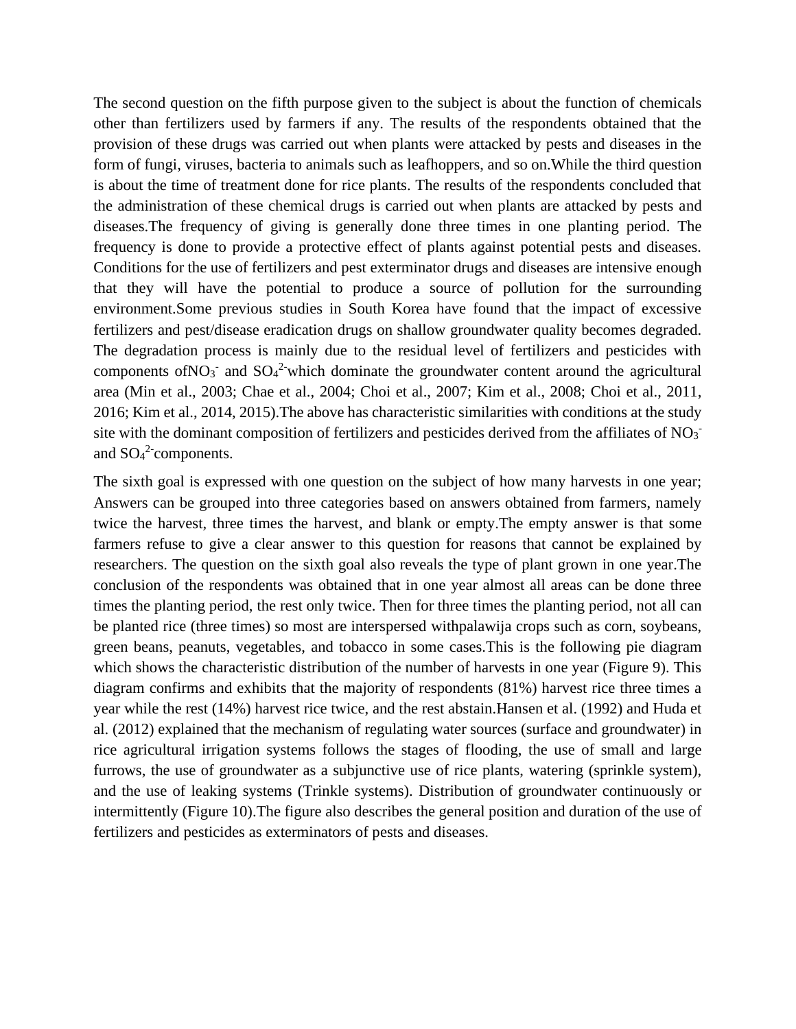The second question on the fifth purpose given to the subject is about the function of chemicals other than fertilizers used by farmers if any. The results of the respondents obtained that the provision of these drugs was carried out when plants were attacked by pests and diseases in the form of fungi, viruses, bacteria to animals such as leafhoppers, and so on.While the third question is about the time of treatment done for rice plants. The results of the respondents concluded that the administration of these chemical drugs is carried out when plants are attacked by pests and diseases.The frequency of giving is generally done three times in one planting period. The frequency is done to provide a protective effect of plants against potential pests and diseases. Conditions for the use of fertilizers and pest exterminator drugs and diseases are intensive enough that they will have the potential to produce a source of pollution for the surrounding environment.Some previous studies in South Korea have found that the impact of excessive fertilizers and pest/disease eradication drugs on shallow groundwater quality becomes degraded. The degradation process is mainly due to the residual level of fertilizers and pesticides with components of$NO_3^-$ and $SO_4^{2-}$which dominate the groundwater content around the agricultural area (Min et al., 2003; Chae et al., 2004; Choi et al., 2007; Kim et al., 2008; Choi et al., 2011, 2016; Kim et al., 2014, 2015).The above has characteristic similarities with conditions at the study site with the dominant composition of fertilizers and pesticides derived from the affiliates of $NO_3^-$ and $SO_4^{2-}$components.

The sixth goal is expressed with one question on the subject of how many harvests in one year; Answers can be grouped into three categories based on answers obtained from farmers, namely twice the harvest, three times the harvest, and blank or empty.The empty answer is that some farmers refuse to give a clear answer to this question for reasons that cannot be explained by researchers. The question on the sixth goal also reveals the type of plant grown in one year.The conclusion of the respondents was obtained that in one year almost all areas can be done three times the planting period, the rest only twice. Then for three times the planting period, not all can be planted rice (three times) so most are interspersed withpalawija crops such as corn, soybeans, green beans, peanuts, vegetables, and tobacco in some cases.This is the following pie diagram which shows the characteristic distribution of the number of harvests in one year (Figure 9). This diagram confirms and exhibits that the majority of respondents (81%) harvest rice three times a year while the rest (14%) harvest rice twice, and the rest abstain.Hansen et al. (1992) and Huda et al. (2012) explained that the mechanism of regulating water sources (surface and groundwater) in rice agricultural irrigation systems follows the stages of flooding, the use of small and large furrows, the use of groundwater as a subjunctive use of rice plants, watering (sprinkle system), and the use of leaking systems (Trinkle systems). Distribution of groundwater continuously or intermittently (Figure 10).The figure also describes the general position and duration of the use of fertilizers and pesticides as exterminators of pests and diseases.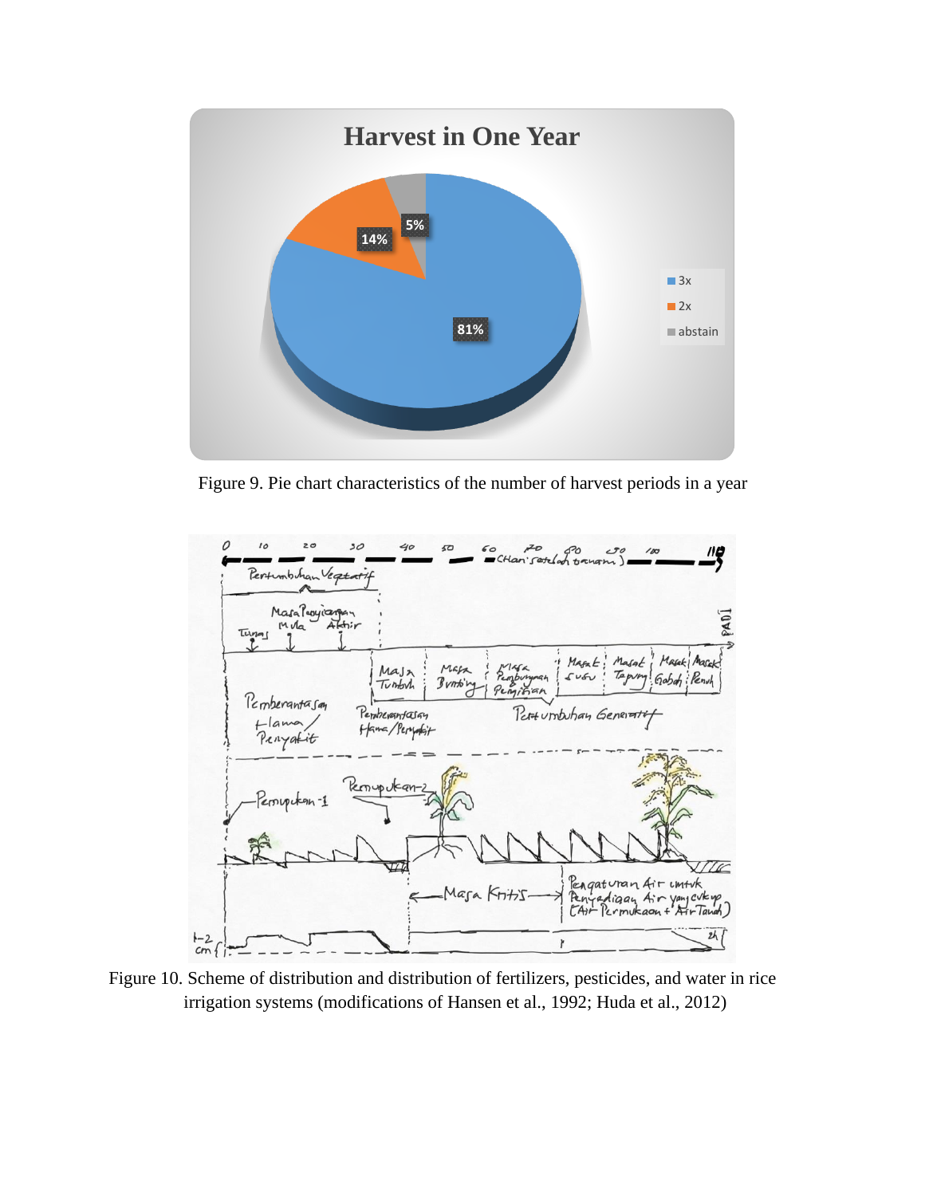Figure 9. Pie chart characteristics of the number of harvest periods in a year

Figure 10. Scheme of distribution and distribution of fertilizers, pesticides, and water in rice irrigation systems (modifications of Hansen et al., 1992; Huda et al., 2012)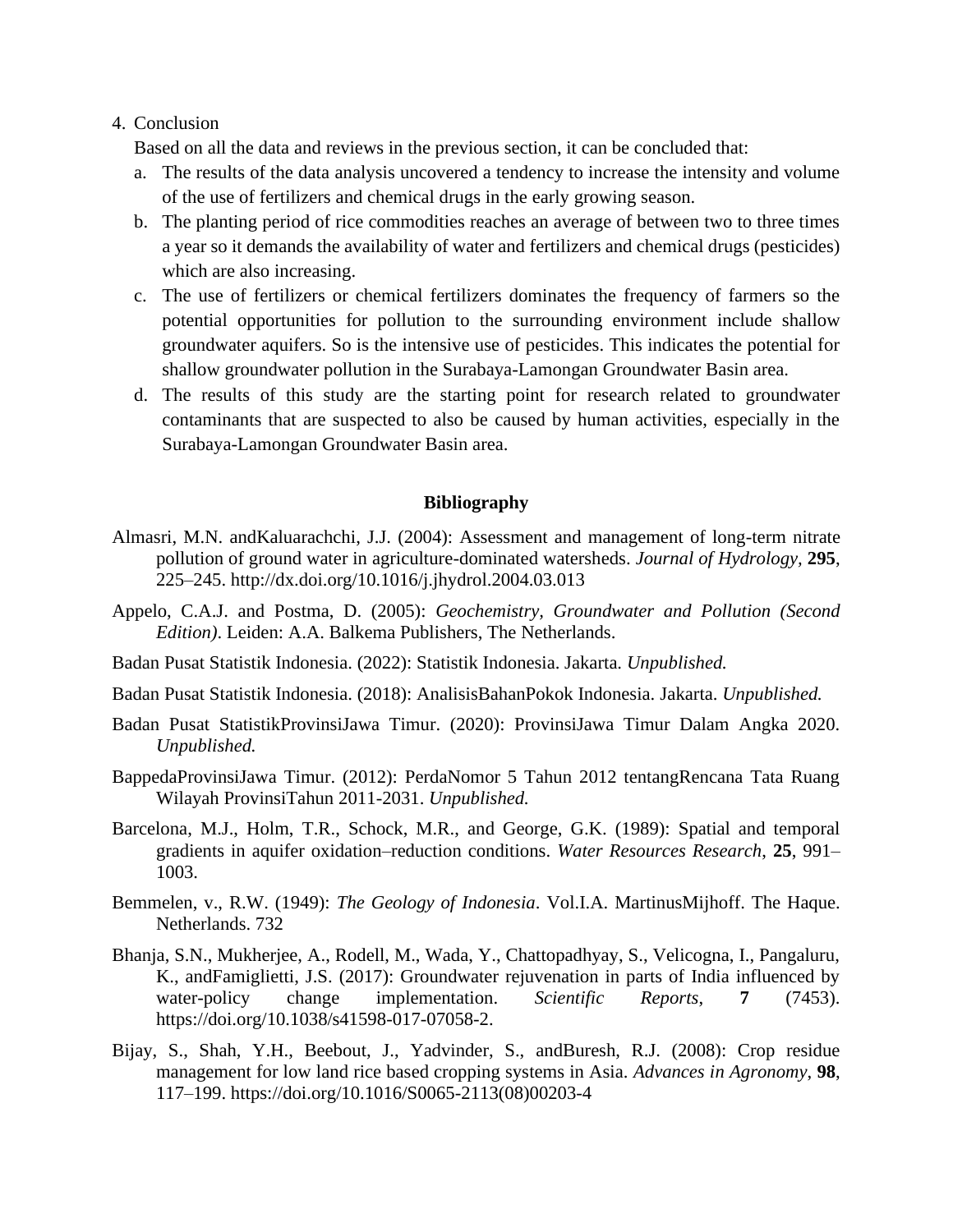## 4. Conclusion

Based on all the data and reviews in the previous section, it can be concluded that:

a. The results of the data analysis uncovered a tendency to increase the intensity and volume of the use of fertilizers and chemical drugs in the early growing season.
b. The planting period of rice commodities reaches an average of between two to three times a year so it demands the availability of water and fertilizers and chemical drugs (pesticides) which are also increasing.
c. The use of fertilizers or chemical fertilizers dominates the frequency of farmers so the potential opportunities for pollution to the surrounding environment include shallow groundwater aquifers. So is the intensive use of pesticides. This indicates the potential for shallow groundwater pollution in the Surabaya-Lamongan Groundwater Basin area.
d. The results of this study are the starting point for research related to groundwater contaminants that are suspected to also be caused by human activities, especially in the Surabaya-Lamongan Groundwater Basin area.

## Bibliography

Almasri, M.N. andKaluarachchi, J.J. (2004): Assessment and management of long-term nitrate pollution of ground water in agriculture-dominated watersheds. *Journal of Hydrology,* **295**, 225–245. http://dx.doi.org/10.1016/j.jhydrol.2004.03.013

Appelo, C.A.J. and Postma, D. (2005): *Geochemistry, Groundwater and Pollution (Second Edition)*. Leiden: A.A. Balkema Publishers, The Netherlands.

Badan Pusat Statistik Indonesia. (2022): Statistik Indonesia. Jakarta. *Unpublished.*

Badan Pusat Statistik Indonesia. (2018): AnalisisBahanPokok Indonesia. Jakarta. *Unpublished.*

Badan Pusat StatistikProvinsiJawa Timur. (2020): ProvinsiJawa Timur Dalam Angka 2020. *Unpublished.*

BappedaProvinsiJawa Timur. (2012): PerdaNomor 5 Tahun 2012 tentangRencana Tata Ruang Wilayah ProvinsiTahun 2011-2031. *Unpublished.*

Barcelona, M.J., Holm, T.R., Schock, M.R., and George, G.K. (1989): Spatial and temporal gradients in aquifer oxidation–reduction conditions. *Water Resources Research*, **25**, 991–1003.

Bemmelen, v., R.W. (1949): *The Geology of Indonesia*. Vol.I.A. MartinusMijhoff. The Haque. Netherlands. 732

Bhanja, S.N., Mukherjee, A., Rodell, M., Wada, Y., Chattopadhyay, S., Velicogna, I., Pangaluru, K., andFamiglietti, J.S. (2017): Groundwater rejuvenation in parts of India influenced by water-policy change implementation. *Scientific Reports*, **7** (7453). https://doi.org/10.1038/s41598-017-07058-2.

Bijay, S., Shah, Y.H., Beebout, J., Yadvinder, S., andBuresh, R.J. (2008): Crop residue management for low land rice based cropping systems in Asia. *Advances in Agronomy*, **98**, 117–199. https://doi.org/10.1016/S0065-2113(08)00203-4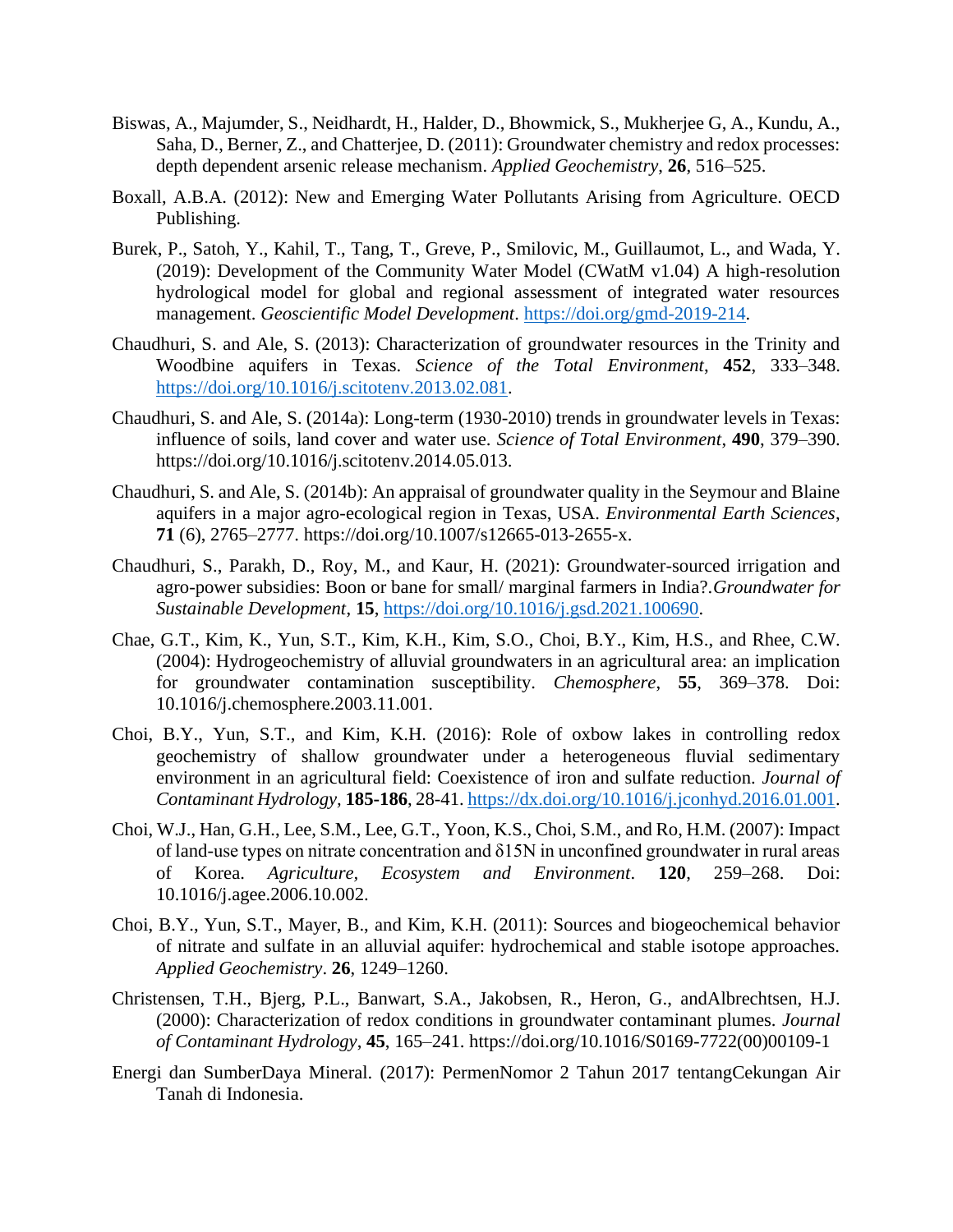Biswas, A., Majumder, S., Neidhardt, H., Halder, D., Bhowmick, S., Mukherjee G, A., Kundu, A., Saha, D., Berner, Z., and Chatterjee, D. (2011): Groundwater chemistry and redox processes: depth dependent arsenic release mechanism. *Applied Geochemistry*, **26**, 516–525.

Boxall, A.B.A. (2012): New and Emerging Water Pollutants Arising from Agriculture. OECD Publishing.

Burek, P., Satoh, Y., Kahil, T., Tang, T., Greve, P., Smilovic, M., Guillaumot, L., and Wada, Y. (2019): Development of the Community Water Model (CWatM v1.04) A high-resolution hydrological model for global and regional assessment of integrated water resources management. *Geoscientific Model Development*. https://doi.org/gmd-2019-214.

Chaudhuri, S. and Ale, S. (2013): Characterization of groundwater resources in the Trinity and Woodbine aquifers in Texas. *Science of the Total Environment*, **452**, 333–348. https://doi.org/10.1016/j.scitotenv.2013.02.081.

Chaudhuri, S. and Ale, S. (2014a): Long-term (1930-2010) trends in groundwater levels in Texas: influence of soils, land cover and water use. *Science of Total Environment*, **490**, 379–390. https://doi.org/10.1016/j.scitotenv.2014.05.013.

Chaudhuri, S. and Ale, S. (2014b): An appraisal of groundwater quality in the Seymour and Blaine aquifers in a major agro-ecological region in Texas, USA. *Environmental Earth Sciences*, **71** (6), 2765–2777. https://doi.org/10.1007/s12665-013-2655-x.

Chaudhuri, S., Parakh, D., Roy, M., and Kaur, H. (2021): Groundwater-sourced irrigation and agro-power subsidies: Boon or bane for small/ marginal farmers in India?.*Groundwater for Sustainable Development*, **15**, https://doi.org/10.1016/j.gsd.2021.100690.

Chae, G.T., Kim, K., Yun, S.T., Kim, K.H., Kim, S.O., Choi, B.Y., Kim, H.S., and Rhee, C.W. (2004): Hydrogeochemistry of alluvial groundwaters in an agricultural area: an implication for groundwater contamination susceptibility. *Chemosphere*, **55**, 369–378. Doi: 10.1016/j.chemosphere.2003.11.001.

Choi, B.Y., Yun, S.T., and Kim, K.H. (2016): Role of oxbow lakes in controlling redox geochemistry of shallow groundwater under a heterogeneous fluvial sedimentary environment in an agricultural field: Coexistence of iron and sulfate reduction. *Journal of Contaminant Hydrology*, **185-186**, 28-41. https://dx.doi.org/10.1016/j.jconhyd.2016.01.001.

Choi, W.J., Han, G.H., Lee, S.M., Lee, G.T., Yoon, K.S., Choi, S.M., and Ro, H.M. (2007): Impact of land-use types on nitrate concentration and δ15N in unconfined groundwater in rural areas of Korea. *Agriculture, Ecosystem and Environment*. **120**, 259–268. Doi: 10.1016/j.agee.2006.10.002.

Choi, B.Y., Yun, S.T., Mayer, B., and Kim, K.H. (2011): Sources and biogeochemical behavior of nitrate and sulfate in an alluvial aquifer: hydrochemical and stable isotope approaches. *Applied Geochemistry*. **26**, 1249–1260.

Christensen, T.H., Bjerg, P.L., Banwart, S.A., Jakobsen, R., Heron, G., andAlbrechtsen, H.J. (2000): Characterization of redox conditions in groundwater contaminant plumes. *Journal of Contaminant Hydrology*, **45**, 165–241. https://doi.org/10.1016/S0169-7722(00)00109-1

Energi dan SumberDaya Mineral. (2017): PermenNomor 2 Tahun 2017 tentangCekungan Air Tanah di Indonesia.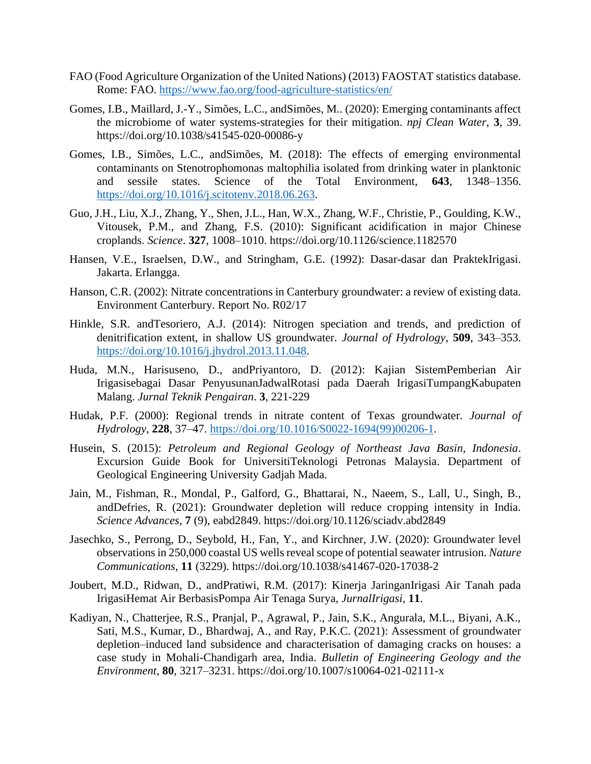FAO (Food Agriculture Organization of the United Nations) (2013) FAOSTAT statistics database. Rome: FAO. https://www.fao.org/food-agriculture-statistics/en/

Gomes, I.B., Maillard, J.-Y., Simões, L.C., andSimões, M.. (2020): Emerging contaminants affect the microbiome of water systems-strategies for their mitigation. *npj Clean Water*, **3**, 39. https://doi.org/10.1038/s41545-020-00086-y

Gomes, I.B., Simões, L.C., andSimões, M. (2018): The effects of emerging environmental contaminants on Stenotrophomonas maltophilia isolated from drinking water in planktonic and sessile states. Science of the Total Environment, **643**, 1348–1356. https://doi.org/10.1016/j.scitotenv.2018.06.263.

Guo, J.H., Liu, X.J., Zhang, Y., Shen, J.L., Han, W.X., Zhang, W.F., Christie, P., Goulding, K.W., Vitousek, P.M., and Zhang, F.S. (2010): Significant acidification in major Chinese croplands. *Science*. **327**, 1008–1010. https://doi.org/10.1126/science.1182570

Hansen, V.E., Israelsen, D.W., and Stringham, G.E. (1992): Dasar-dasar dan PraktekIrigasi. Jakarta. Erlangga.

Hanson, C.R. (2002): Nitrate concentrations in Canterbury groundwater: a review of existing data. Environment Canterbury. Report No. R02/17

Hinkle, S.R. andTesoriero, A.J. (2014): Nitrogen speciation and trends, and prediction of denitrification extent, in shallow US groundwater. *Journal of Hydrology*, **509**, 343–353. https://doi.org/10.1016/j.jhydrol.2013.11.048.

Huda, M.N., Harisuseno, D., andPriyantoro, D. (2012): Kajian SistemPemberian Air Irigasisebagai Dasar PenyusunanJadwalRotasi pada Daerah IrigasiTumpangKabupaten Malang. *Jurnal Teknik Pengairan*. **3**, 221-229

Hudak, P.F. (2000): Regional trends in nitrate content of Texas groundwater. *Journal of Hydrology*, **228**, 37–47. https://doi.org/10.1016/S0022-1694(99)00206-1.

Husein, S. (2015): *Petroleum and Regional Geology of Northeast Java Basin, Indonesia*. Excursion Guide Book for UniversitiTeknologi Petronas Malaysia. Department of Geological Engineering University Gadjah Mada.

Jain, M., Fishman, R., Mondal, P., Galford, G., Bhattarai, N., Naeem, S., Lall, U., Singh, B., andDefries, R. (2021): Groundwater depletion will reduce cropping intensity in India. *Science Advances*, **7** (9), eabd2849. https://doi.org/10.1126/sciadv.abd2849

Jasechko, S., Perrong, D., Seybold, H., Fan, Y., and Kirchner, J.W. (2020): Groundwater level observations in 250,000 coastal US wells reveal scope of potential seawater intrusion. *Nature Communications*, **11** (3229). https://doi.org/10.1038/s41467-020-17038-2

Joubert, M.D., Ridwan, D., andPratiwi, R.M. (2017): Kinerja JaringanIrigasi Air Tanah pada IrigasiHemat Air BerbasisPompa Air Tenaga Surya, *JurnalIrigasi*, **11**.

Kadiyan, N., Chatterjee, R.S., Pranjal, P., Agrawal, P., Jain, S.K., Angurala, M.L., Biyani, A.K., Sati, M.S., Kumar, D., Bhardwaj, A., and Ray, P.K.C. (2021): Assessment of groundwater depletion–induced land subsidence and characterisation of damaging cracks on houses: a case study in Mohali-Chandigarh area, India. *Bulletin of Engineering Geology and the Environment*, **80**, 3217–3231. https://doi.org/10.1007/s10064-021-02111-x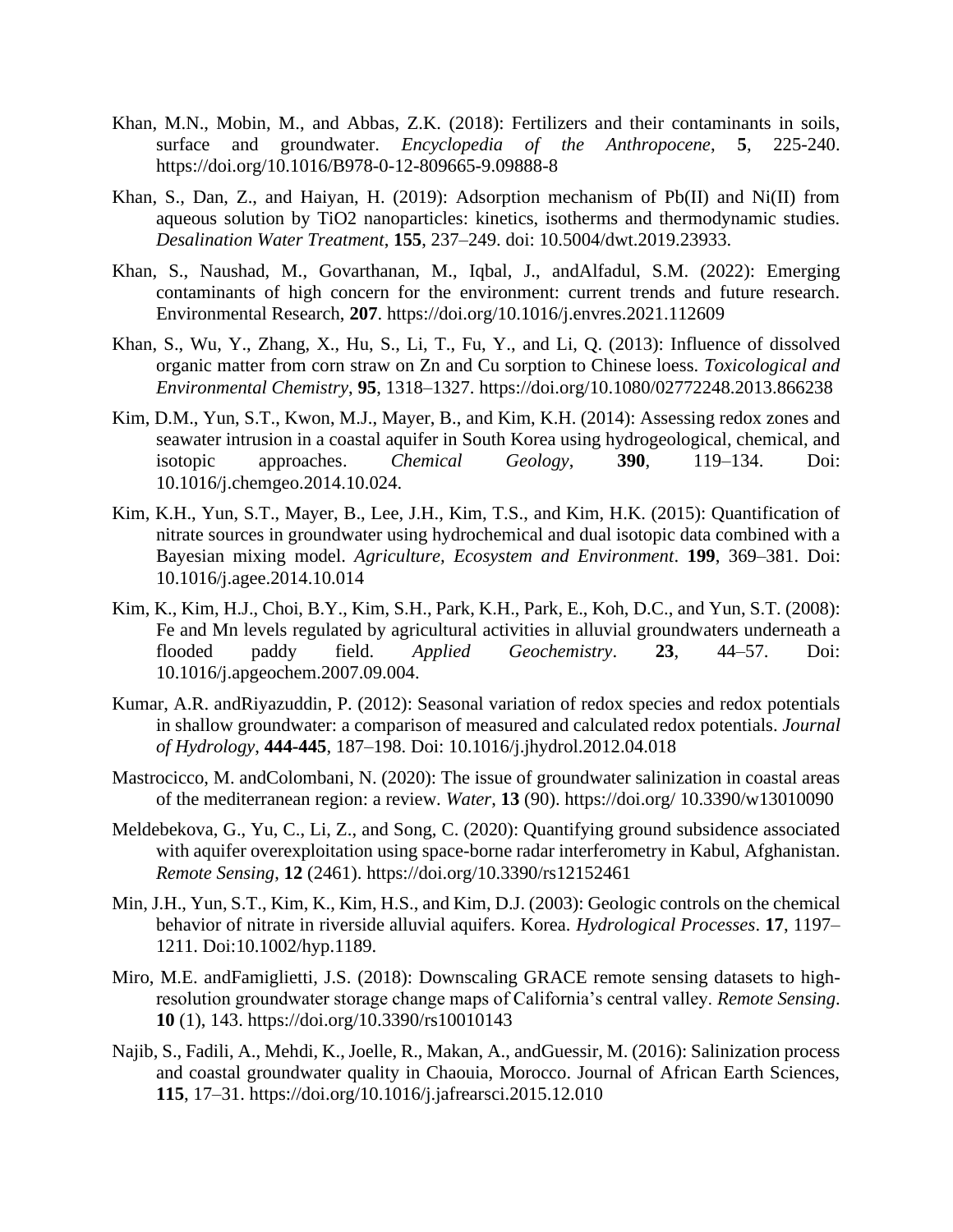Khan, M.N., Mobin, M., and Abbas, Z.K. (2018): Fertilizers and their contaminants in soils, surface and groundwater. *Encyclopedia of the Anthropocene*, **5**, 225-240. https://doi.org/10.1016/B978-0-12-809665-9.09888-8

Khan, S., Dan, Z., and Haiyan, H. (2019): Adsorption mechanism of Pb(II) and Ni(II) from aqueous solution by TiO2 nanoparticles: kinetics, isotherms and thermodynamic studies. *Desalination Water Treatment*, **155**, 237–249. doi: 10.5004/dwt.2019.23933.

Khan, S., Naushad, M., Govarthanan, M., Iqbal, J., andAlfadul, S.M. (2022): Emerging contaminants of high concern for the environment: current trends and future research. Environmental Research, **207**. https://doi.org/10.1016/j.envres.2021.112609

Khan, S., Wu, Y., Zhang, X., Hu, S., Li, T., Fu, Y., and Li, Q. (2013): Influence of dissolved organic matter from corn straw on Zn and Cu sorption to Chinese loess. *Toxicological and Environmental Chemistry*, **95**, 1318–1327. https://doi.org/10.1080/02772248.2013.866238

Kim, D.M., Yun, S.T., Kwon, M.J., Mayer, B., and Kim, K.H. (2014): Assessing redox zones and seawater intrusion in a coastal aquifer in South Korea using hydrogeological, chemical, and isotopic approaches. *Chemical Geology*, **390**, 119–134. Doi: 10.1016/j.chemgeo.2014.10.024.

Kim, K.H., Yun, S.T., Mayer, B., Lee, J.H., Kim, T.S., and Kim, H.K. (2015): Quantification of nitrate sources in groundwater using hydrochemical and dual isotopic data combined with a Bayesian mixing model. *Agriculture, Ecosystem and Environment*. **199**, 369–381. Doi: 10.1016/j.agee.2014.10.014

Kim, K., Kim, H.J., Choi, B.Y., Kim, S.H., Park, K.H., Park, E., Koh, D.C., and Yun, S.T. (2008): Fe and Mn levels regulated by agricultural activities in alluvial groundwaters underneath a flooded paddy field. *Applied Geochemistry*. **23**, 44–57. Doi: 10.1016/j.apgeochem.2007.09.004.

Kumar, A.R. andRiyazuddin, P. (2012): Seasonal variation of redox species and redox potentials in shallow groundwater: a comparison of measured and calculated redox potentials. *Journal of Hydrology*, **444-445**, 187–198. Doi: 10.1016/j.jhydrol.2012.04.018

Mastrocicco, M. andColombani, N. (2020): The issue of groundwater salinization in coastal areas of the mediterranean region: a review. *Water*, **13** (90). https://doi.org/ 10.3390/w13010090

Meldebekova, G., Yu, C., Li, Z., and Song, C. (2020): Quantifying ground subsidence associated with aquifer overexploitation using space-borne radar interferometry in Kabul, Afghanistan. *Remote Sensing*, **12** (2461). https://doi.org/10.3390/rs12152461

Min, J.H., Yun, S.T., Kim, K., Kim, H.S., and Kim, D.J. (2003): Geologic controls on the chemical behavior of nitrate in riverside alluvial aquifers. Korea. *Hydrological Processes*. **17**, 1197–1211. Doi:10.1002/hyp.1189.

Miro, M.E. andFamiglietti, J.S. (2018): Downscaling GRACE remote sensing datasets to high-resolution groundwater storage change maps of California's central valley. *Remote Sensing*. **10** (1), 143. https://doi.org/10.3390/rs10010143

Najib, S., Fadili, A., Mehdi, K., Joelle, R., Makan, A., andGuessir, M. (2016): Salinization process and coastal groundwater quality in Chaouia, Morocco. Journal of African Earth Sciences, **115**, 17–31. https://doi.org/10.1016/j.jafrearsci.2015.12.010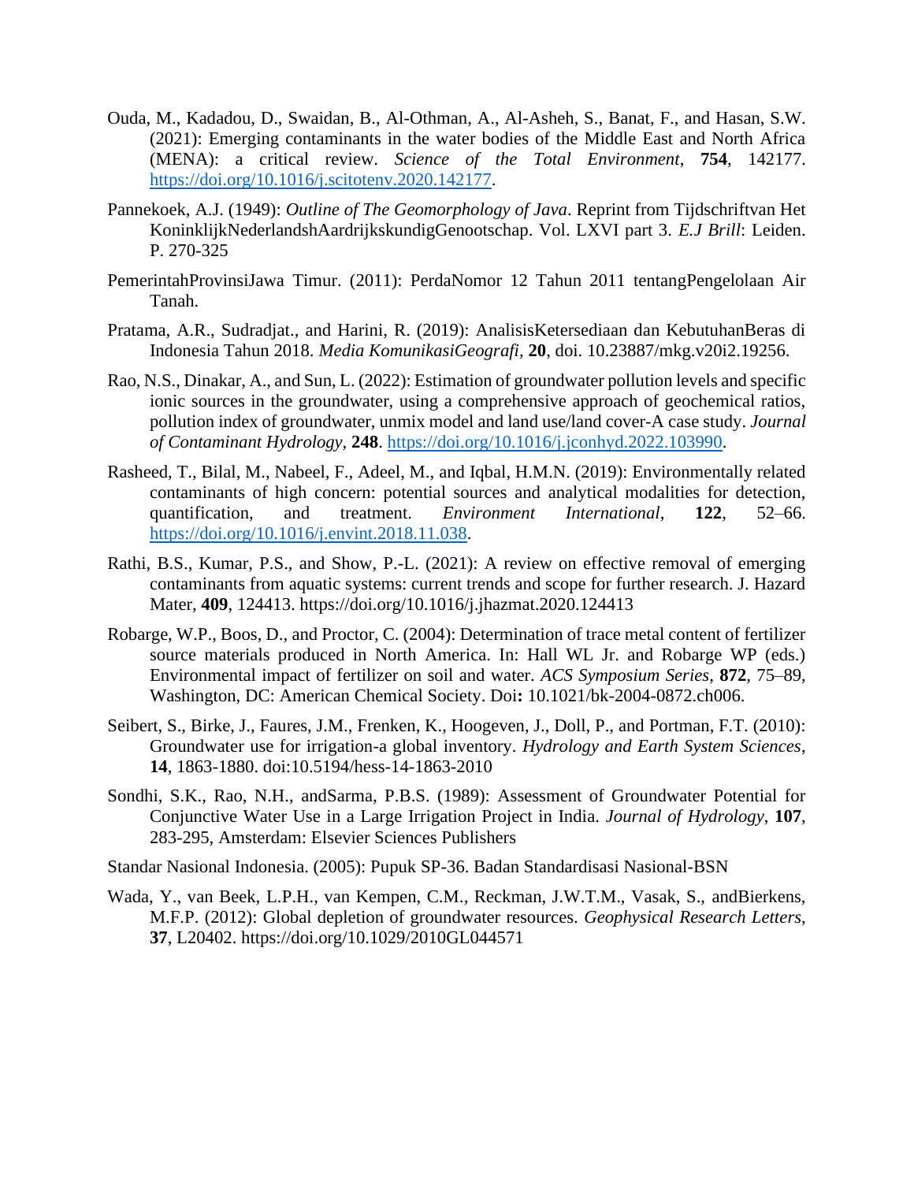Ouda, M., Kadadou, D., Swaidan, B., Al-Othman, A., Al-Asheh, S., Banat, F., and Hasan, S.W. (2021): Emerging contaminants in the water bodies of the Middle East and North Africa (MENA): a critical review. *Science of the Total Environment*, **754**, 142177. https://doi.org/10.1016/j.scitotenv.2020.142177.

Pannekoek, A.J. (1949): *Outline of The Geomorphology of Java*. Reprint from Tijdschriftvan Het KoninklijkNederlandshAardrijkskundigGenootschap. Vol. LXVI part 3. *E.J Brill*: Leiden. P. 270-325

PemerintahProvinsiJawa Timur. (2011): PerdaNomor 12 Tahun 2011 tentangPengelolaan Air Tanah.

Pratama, A.R., Sudradjat., and Harini, R. (2019): AnalisisKetersediaan dan KebutuhanBeras di Indonesia Tahun 2018. *Media KomunikasiGeografi*, **20**, doi. 10.23887/mkg.v20i2.19256.

Rao, N.S., Dinakar, A., and Sun, L. (2022): Estimation of groundwater pollution levels and specific ionic sources in the groundwater, using a comprehensive approach of geochemical ratios, pollution index of groundwater, unmix model and land use/land cover-A case study. *Journal of Contaminant Hydrology*, **248**. https://doi.org/10.1016/j.jconhyd.2022.103990.

Rasheed, T., Bilal, M., Nabeel, F., Adeel, M., and Iqbal, H.M.N. (2019): Environmentally related contaminants of high concern: potential sources and analytical modalities for detection, quantification, and treatment. *Environment International*, **122**, 52–66. https://doi.org/10.1016/j.envint.2018.11.038.

Rathi, B.S., Kumar, P.S., and Show, P.-L. (2021): A review on effective removal of emerging contaminants from aquatic systems: current trends and scope for further research. J. Hazard Mater, **409**, 124413. https://doi.org/10.1016/j.jhazmat.2020.124413

Robarge, W.P., Boos, D., and Proctor, C. (2004): Determination of trace metal content of fertilizer source materials produced in North America. In: Hall WL Jr. and Robarge WP (eds.) Environmental impact of fertilizer on soil and water. *ACS Symposium Series*, **872**, 75–89, Washington, DC: American Chemical Society. Doi**:** 10.1021/bk-2004-0872.ch006.

Seibert, S., Birke, J., Faures, J.M., Frenken, K., Hoogeven, J., Doll, P., and Portman, F.T. (2010): Groundwater use for irrigation-a global inventory. *Hydrology and Earth System Sciences*, **14**, 1863-1880. doi:10.5194/hess-14-1863-2010

Sondhi, S.K., Rao, N.H., andSarma, P.B.S. (1989): Assessment of Groundwater Potential for Conjunctive Water Use in a Large Irrigation Project in India. *Journal of Hydrology*, **107**, 283-295, Amsterdam: Elsevier Sciences Publishers

Standar Nasional Indonesia. (2005): Pupuk SP-36. Badan Standardisasi Nasional-BSN

Wada, Y., van Beek, L.P.H., van Kempen, C.M., Reckman, J.W.T.M., Vasak, S., andBierkens, M.F.P. (2012): Global depletion of groundwater resources. *Geophysical Research Letters*, **37**, L20402. https://doi.org/10.1029/2010GL044571